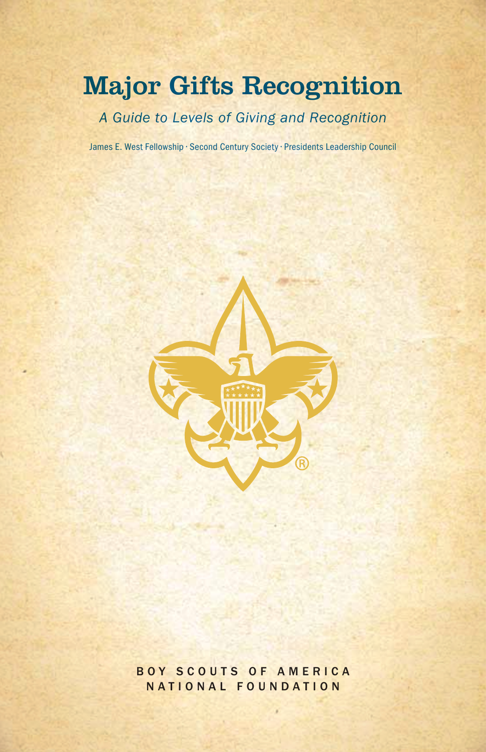# Major Gifts Recognition

*A Guide to Levels of Giving and Recognition*

James E. West Fellowship · Second Century Society · Presidents Leadership Council

BOY SCOUTS OF AMERICA
NATIONAL FOUNDATION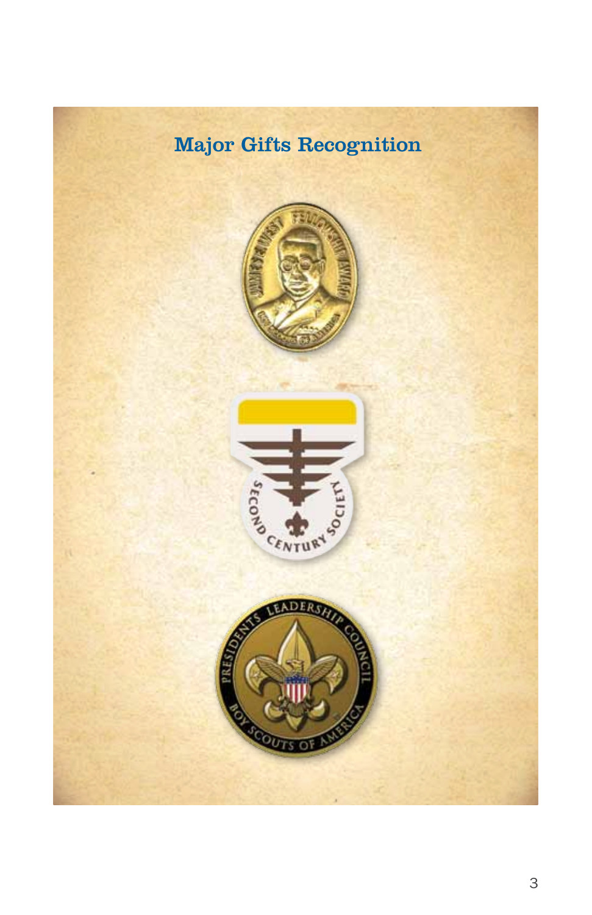## Major Gifts Recognition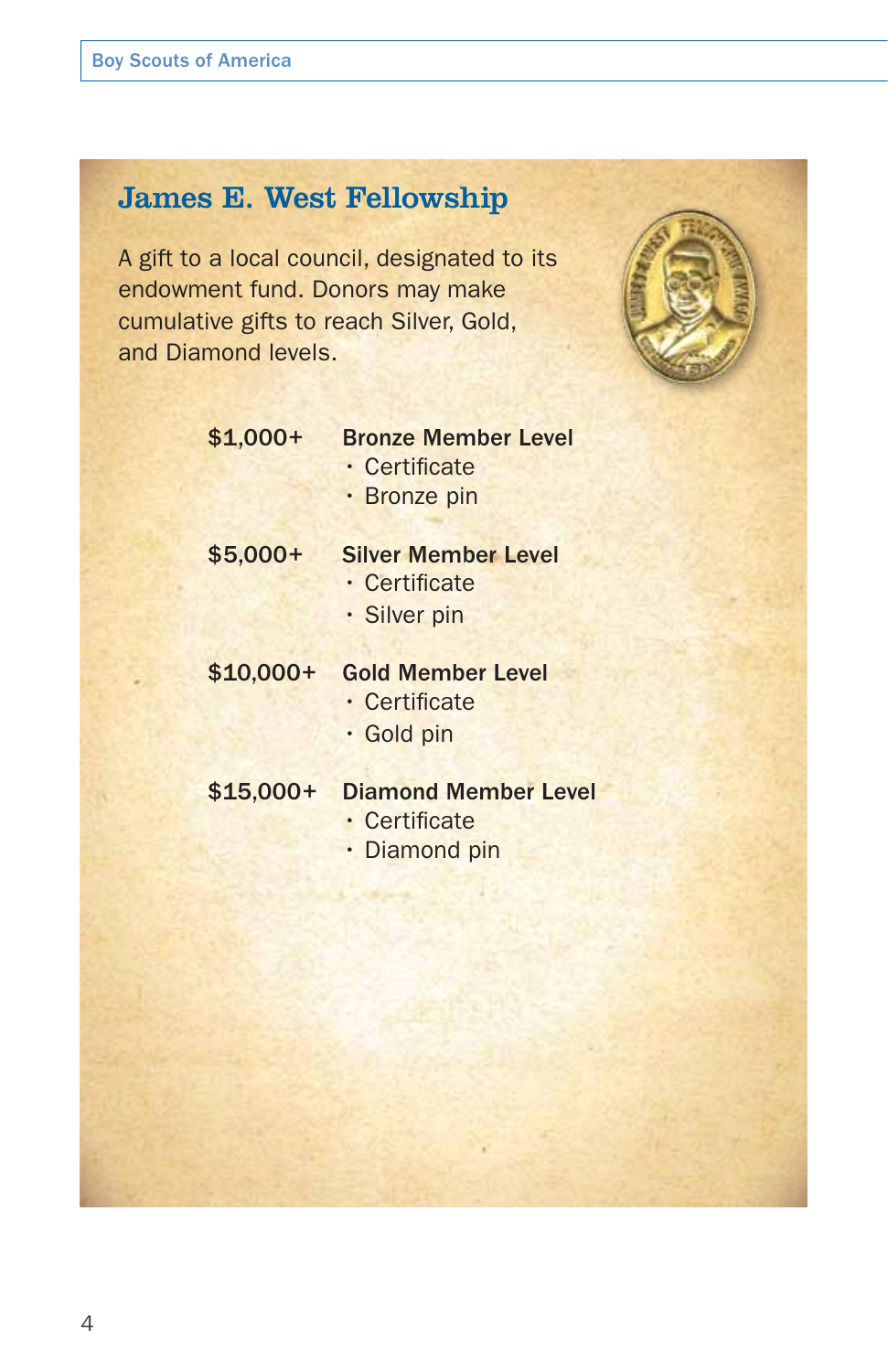## James E. West Fellowship

A gift to a local council, designated to its endowment fund. Donors may make cumulative gifts to reach Silver, Gold, and Diamond levels.

**$1,000+** **Bronze Member Level**
- Certificate
- Bronze pin

**$5,000+** **Silver Member Level**
- Certificate
- Silver pin

**$10,000+** **Gold Member Level**
- Certificate
- Gold pin

**$15,000+** **Diamond Member Level**
- Certificate
- Diamond pin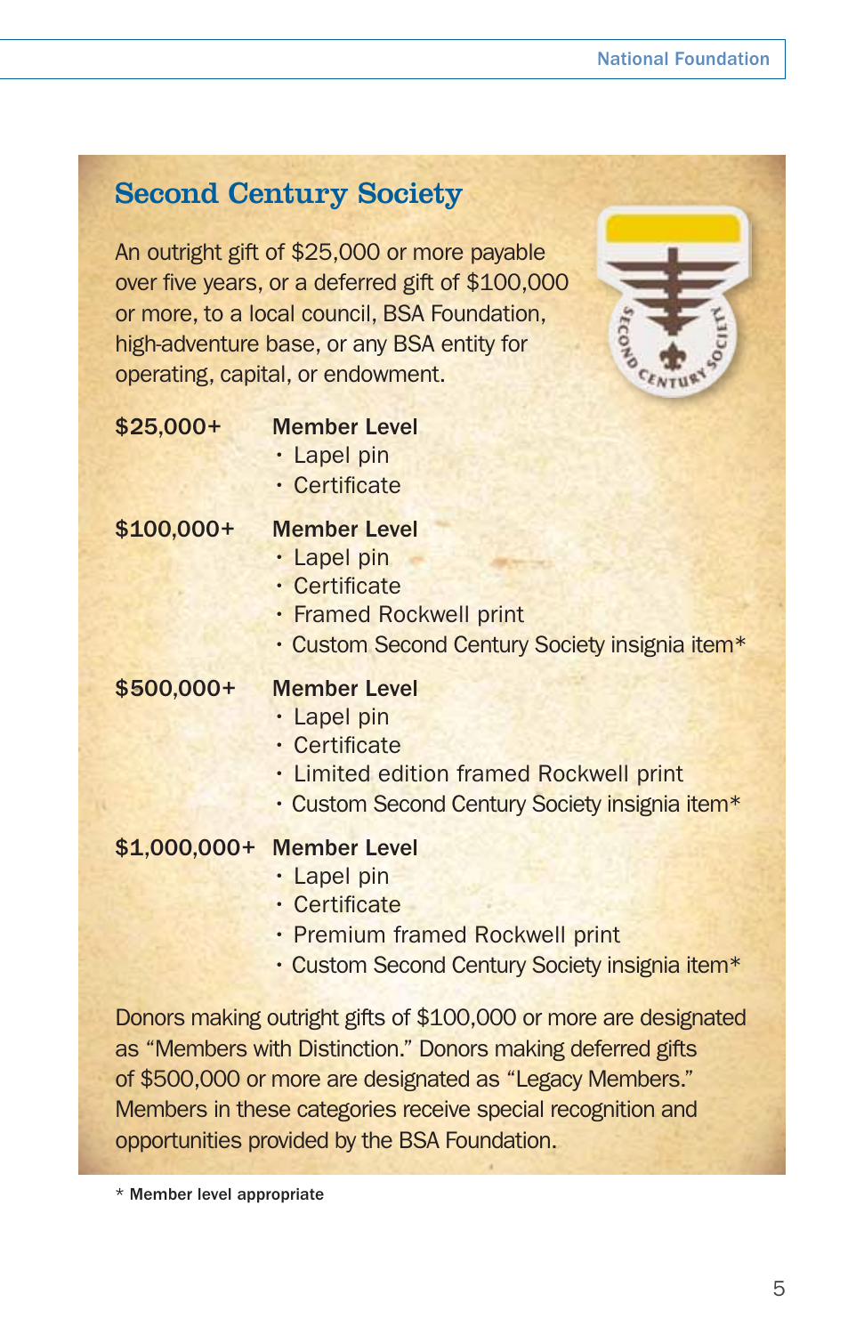## Second Century Society

An outright gift of $25,000 or more payable over five years, or a deferred gift of $100,000 or more, to a local council, BSA Foundation, high-adventure base, or any BSA entity for operating, capital, or endowment.

**$25,000+** **Member Level**
- Lapel pin
- Certificate

**$100,000+** **Member Level**
- Lapel pin
- Certificate
- Framed Rockwell print
- Custom Second Century Society insignia item*

**$500,000+** **Member Level**
- Lapel pin
- Certificate
- Limited edition framed Rockwell print
- Custom Second Century Society insignia item*

**$1,000,000+** **Member Level**
- Lapel pin
- Certificate
- Premium framed Rockwell print
- Custom Second Century Society insignia item*

Donors making outright gifts of $100,000 or more are designated as "Members with Distinction." Donors making deferred gifts of $500,000 or more are designated as "Legacy Members." Members in these categories receive special recognition and opportunities provided by the BSA Foundation.

\* Member level appropriate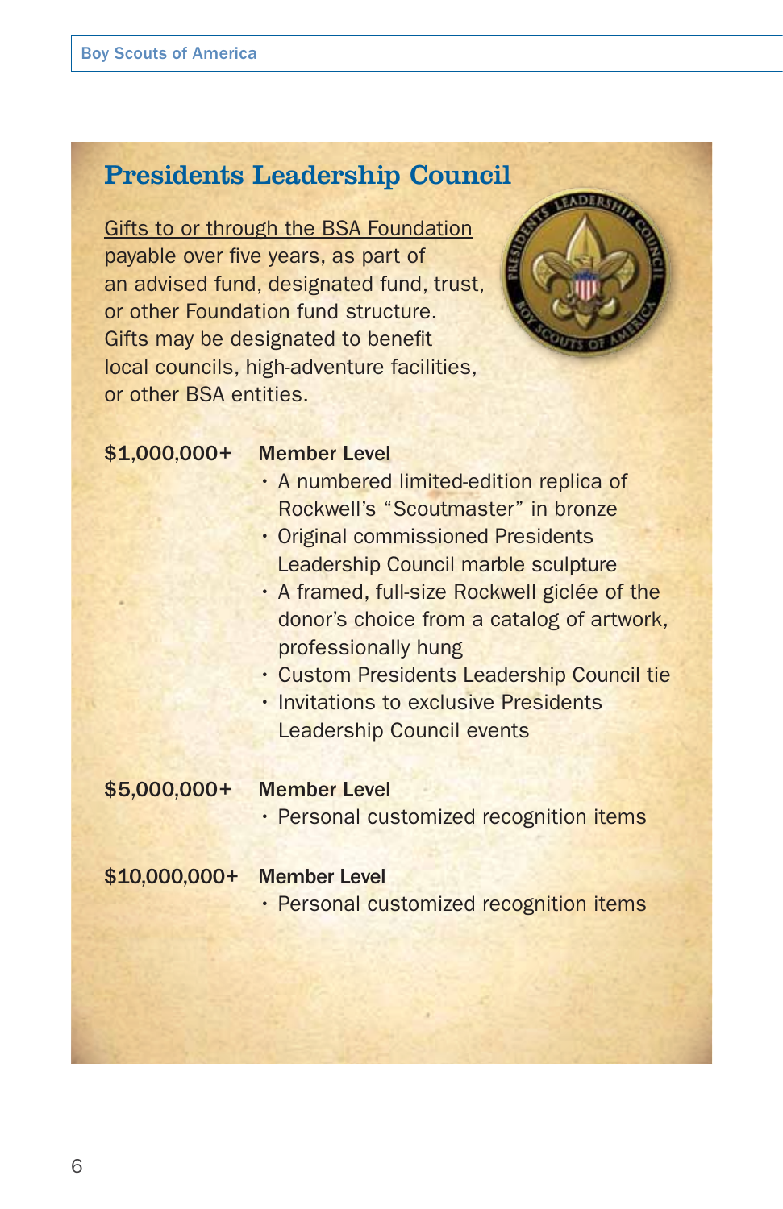## Presidents Leadership Council

Gifts to or through the BSA Foundation payable over five years, as part of an advised fund, designated fund, trust, or other Foundation fund structure. Gifts may be designated to benefit local councils, high-adventure facilities, or other BSA entities.

**$1,000,000+** **Member Level**

- A numbered limited-edition replica of Rockwell's "Scoutmaster" in bronze
- Original commissioned Presidents Leadership Council marble sculpture
- A framed, full-size Rockwell giclée of the donor's choice from a catalog of artwork, professionally hung
- Custom Presidents Leadership Council tie
- Invitations to exclusive Presidents Leadership Council events

**$5,000,000+** **Member Level**

- Personal customized recognition items

**$10,000,000+** **Member Level**

- Personal customized recognition items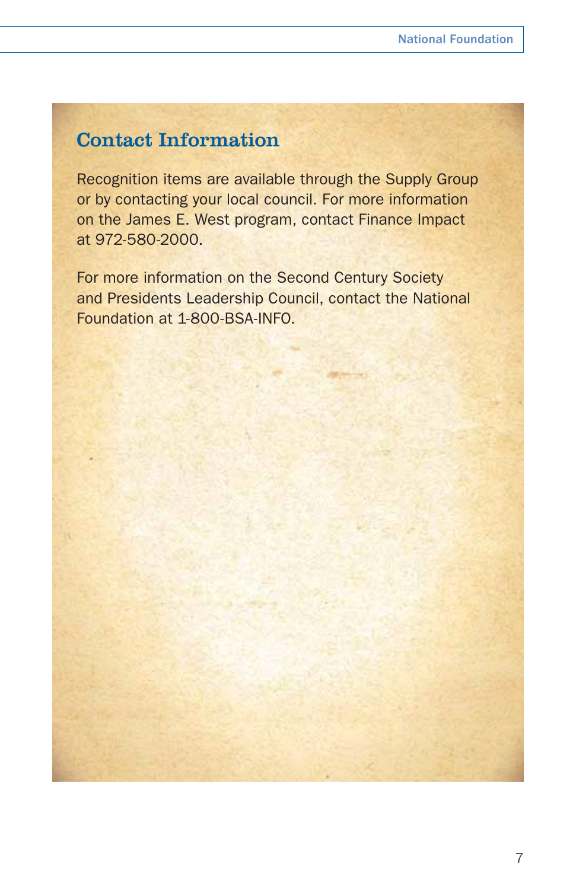## Contact Information

Recognition items are available through the Supply Group or by contacting your local council. For more information on the James E. West program, contact Finance Impact at 972-580-2000.

For more information on the Second Century Society and Presidents Leadership Council, contact the National Foundation at 1-800-BSA-INFO.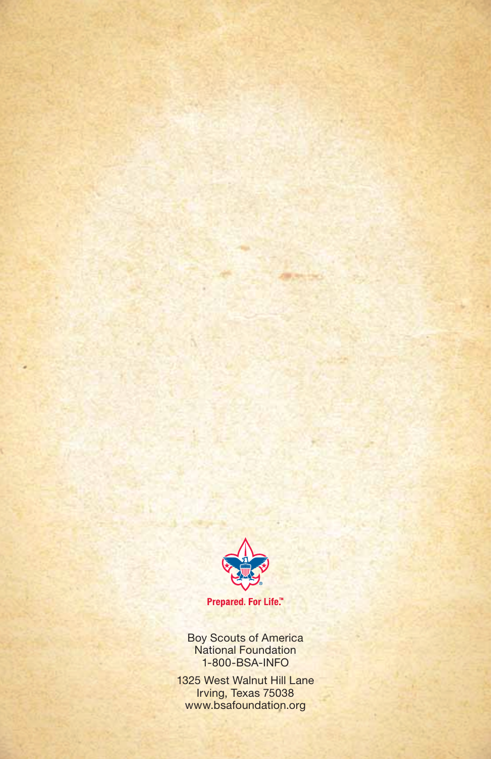Prepared. For Life.™

Boy Scouts of America
National Foundation
1-800-BSA-INFO

1325 West Walnut Hill Lane
Irving, Texas 75038
www.bsafoundation.org